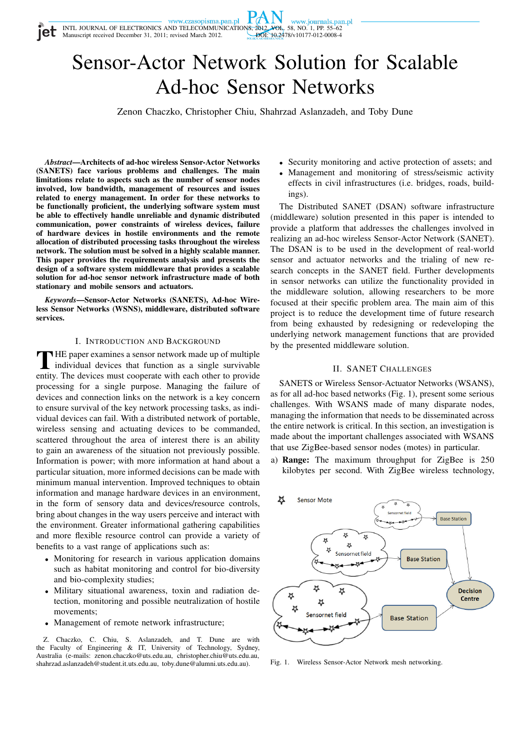# Sensor-Actor Network Solution for Scalable Ad-hoc Sensor Networks

Zenon Chaczko, Christopher Chiu, Shahrzad Aslanzadeh, and Toby Dune

***Abstract*—Architects of ad-hoc wireless Sensor-Actor Networks (SANETS) face various problems and challenges. The main limitations relate to aspects such as the number of sensor nodes involved, low bandwidth, management of resources and issues related to energy management. In order for these networks to be functionally proficient, the underlying software system must be able to effectively handle unreliable and dynamic distributed communication, power constraints of wireless devices, failure of hardware devices in hostile environments and the remote allocation of distributed processing tasks throughout the wireless network. The solution must be solved in a highly scalable manner. This paper provides the requirements analysis and presents the design of a software system middleware that provides a scalable solution for ad-hoc sensor network infrastructure made of both stationary and mobile sensors and actuators.**

***Keywords*—Sensor-Actor Networks (SANETS), Ad-hoc Wireless Sensor Networks (WSNS), middleware, distributed software services.**

## I. Introduction and Background

THE paper examines a sensor network made up of multiple individual devices that function as a single survivable entity. The devices must cooperate with each other to provide processing for a single purpose. Managing the failure of devices and connection links on the network is a key concern to ensure survival of the key network processing tasks, as individual devices can fail. With a distributed network of portable, wireless sensing and actuating devices to be commanded, scattered throughout the area of interest there is an ability to gain an awareness of the situation not previously possible. Information is power; with more information at hand about a particular situation, more informed decisions can be made with minimum manual intervention. Improved techniques to obtain information and manage hardware devices in an environment, in the form of sensory data and devices/resource controls, bring about changes in the way users perceive and interact with the environment. Greater informational gathering capabilities and more flexible resource control can provide a variety of benefits to a vast range of applications such as:

- Monitoring for research in various application domains such as habitat monitoring and control for bio-diversity and bio-complexity studies;
- Military situational awareness, toxin and radiation detection, monitoring and possible neutralization of hostile movements;
- Management of remote network infrastructure;
- Security monitoring and active protection of assets; and
- Management and monitoring of stress/seismic activity effects in civil infrastructures (i.e. bridges, roads, buildings).

The Distributed SANET (DSAN) software infrastructure (middleware) solution presented in this paper is intended to provide a platform that addresses the challenges involved in realizing an ad-hoc wireless Sensor-Actor Network (SANET). The DSAN is to be used in the development of real-world sensor and actuator networks and the trialing of new research concepts in the SANET field. Further developments in sensor networks can utilize the functionality provided in the middleware solution, allowing researchers to be more focused at their specific problem area. The main aim of this project is to reduce the development time of future research from being exhausted by redesigning or redeveloping the underlying network management functions that are provided by the presented middleware solution.

## II. SANET Challenges

SANETS or Wireless Sensor-Actuator Networks (WSANS), as for all ad-hoc based networks (Fig. 1), present some serious challenges. With WSANS made of many disparate nodes, managing the information that needs to be disseminated across the entire network is critical. In this section, an investigation is made about the important challenges associated with WSANS that use ZigBee-based sensor nodes (motes) in particular.

a) **Range:** The maximum throughput for ZigBee is 250 kilobytes per second. With ZigBee wireless technology,

Fig. 1. Wireless Sensor-Actor Network mesh networking.

Z. Chaczko, C. Chiu, S. Aslanzadeh, and T. Dune are with the Faculty of Engineering & IT, University of Technology, Sydney, Australia (e-mails: zenon.chaczko@uts.edu.au, christopher.chiu@uts.edu.au, shahrzad.aslanzadeh@student.it.uts.edu.au, toby.dune@alumni.uts.edu.au).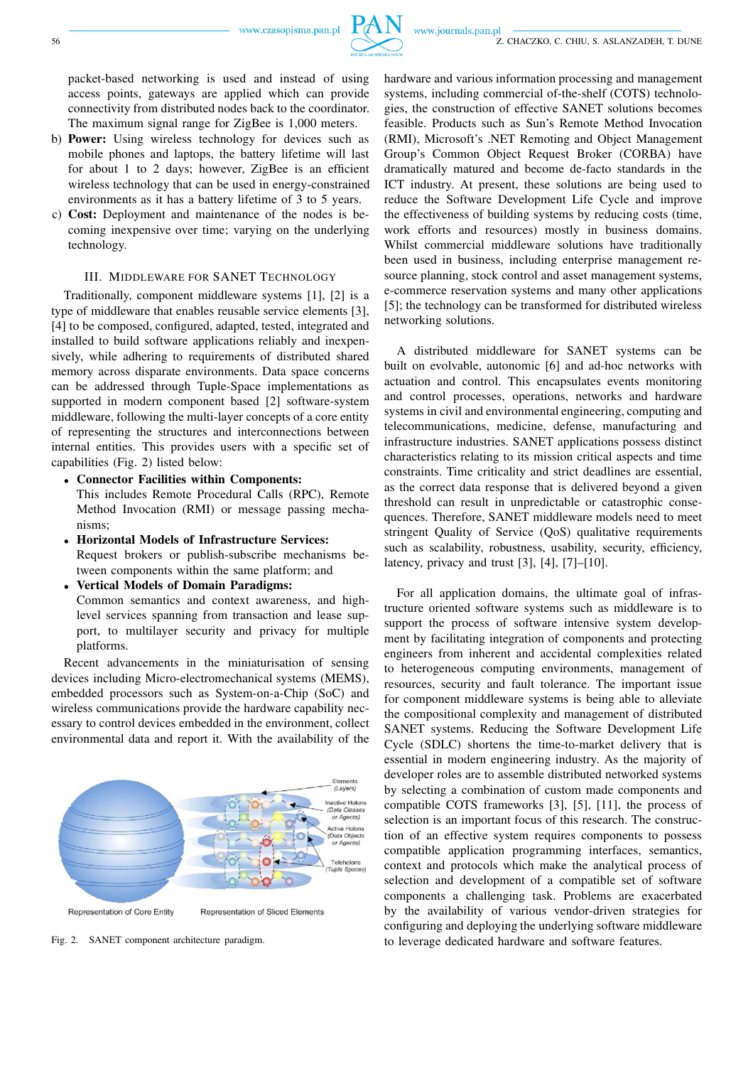packet-based networking is used and instead of using access points, gateways are applied which can provide connectivity from distributed nodes back to the coordinator. The maximum signal range for ZigBee is 1,000 meters.

b) **Power:** Using wireless technology for devices such as mobile phones and laptops, the battery lifetime will last for about 1 to 2 days; however, ZigBee is an efficient wireless technology that can be used in energy-constrained environments as it has a battery lifetime of 3 to 5 years.

c) **Cost:** Deployment and maintenance of the nodes is becoming inexpensive over time; varying on the underlying technology.

## III. Middleware for SANET Technology

Traditionally, component middleware systems [1], [2] is a type of middleware that enables reusable service elements [3], [4] to be composed, configured, adapted, tested, integrated and installed to build software applications reliably and inexpensively, while adhering to requirements of distributed shared memory across disparate environments. Data space concerns can be addressed through Tuple-Space implementations as supported in modern component based [2] software-system middleware, following the multi-layer concepts of a core entity of representing the structures and interconnections between internal entities. This provides users with a specific set of capabilities (Fig. 2) listed below:

- **Connector Facilities within Components:** This includes Remote Procedural Calls (RPC), Remote Method Invocation (RMI) or message passing mechanisms;
- **Horizontal Models of Infrastructure Services:** Request brokers or publish-subscribe mechanisms between components within the same platform; and
- **Vertical Models of Domain Paradigms:** Common semantics and context awareness, and high-level services spanning from transaction and lease support, to multilayer security and privacy for multiple platforms.

Recent advancements in the miniaturisation of sensing devices including Micro-electromechanical systems (MEMS), embedded processors such as System-on-a-Chip (SoC) and wireless communications provide the hardware capability necessary to control devices embedded in the environment, collect environmental data and report it. With the availability of the hardware and various information processing and management systems, including commercial of-the-shelf (COTS) technologies, the construction of effective SANET solutions becomes feasible. Products such as Sun's Remote Method Invocation (RMI), Microsoft's .NET Remoting and Object Management Group's Common Object Request Broker (CORBA) have dramatically matured and become de-facto standards in the ICT industry. At present, these solutions are being used to reduce the Software Development Life Cycle and improve the effectiveness of building systems by reducing costs (time, work efforts and resources) mostly in business domains. Whilst commercial middleware solutions have traditionally been used in business, including enterprise management resource planning, stock control and asset management systems, e-commerce reservation systems and many other applications [5]; the technology can be transformed for distributed wireless networking solutions.

Elements (Layers)
Inactive Holons (Data Classes or Agents)
Active Holons (Data Objects or Agents)
Teleholons (Tuple Spaces)
Representation of Core Entity
Representation of Sliced Elements

Fig. 2. SANET component architecture paradigm.

A distributed middleware for SANET systems can be built on evolvable, autonomic [6] and ad-hoc networks with actuation and control. This encapsulates events monitoring and control processes, operations, networks and hardware systems in civil and environmental engineering, computing and telecommunications, medicine, defense, manufacturing and infrastructure industries. SANET applications possess distinct characteristics relating to its mission critical aspects and time constraints. Time criticality and strict deadlines are essential, as the correct data response that is delivered beyond a given threshold can result in unpredictable or catastrophic consequences. Therefore, SANET middleware models need to meet stringent Quality of Service (QoS) qualitative requirements such as scalability, robustness, usability, security, efficiency, latency, privacy and trust [3], [4], [7]–[10].

For all application domains, the ultimate goal of infrastructure oriented software systems such as middleware is to support the process of software intensive system development by facilitating integration of components and protecting engineers from inherent and accidental complexities related to heterogeneous computing environments, management of resources, security and fault tolerance. The important issue for component middleware systems is being able to alleviate the compositional complexity and management of distributed SANET systems. Reducing the Software Development Life Cycle (SDLC) shortens the time-to-market delivery that is essential in modern engineering industry. As the majority of developer roles are to assemble distributed networked systems by selecting a combination of custom made components and compatible COTS frameworks [3], [5], [11], the process of selection is an important focus of this research. The construction of an effective system requires components to possess compatible application programming interfaces, semantics, context and protocols which make the analytical process of selection and determination of a compatible set of software components a challenging task. Problems are exacerbated by the availability of various vendor-driven strategies for configuring and deploying the underlying software middleware to leverage dedicated hardware and software features.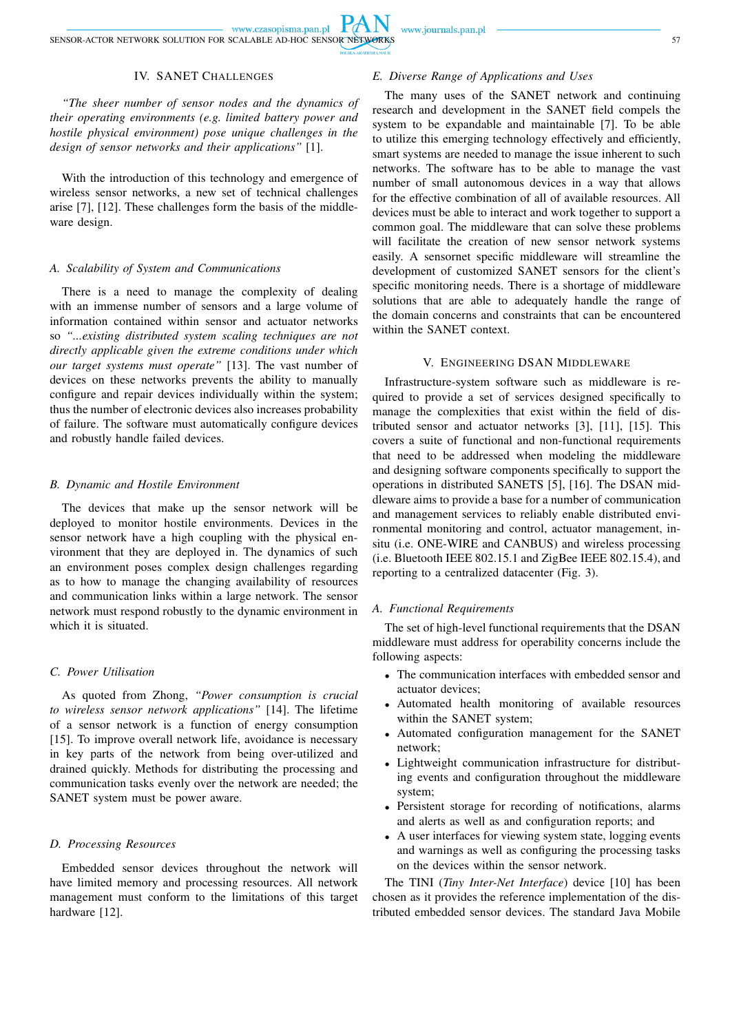## IV. SANET Challenges

*"The sheer number of sensor nodes and the dynamics of their operating environments (e.g. limited battery power and hostile physical environment) pose unique challenges in the design of sensor networks and their applications"* [1].

With the introduction of this technology and emergence of wireless sensor networks, a new set of technical challenges arise [7], [12]. These challenges form the basis of the middleware design.

### A. Scalability of System and Communications

There is a need to manage the complexity of dealing with an immense number of sensors and a large volume of information contained within sensor and actuator networks so *"...existing distributed system scaling techniques are not directly applicable given the extreme conditions under which our target systems must operate"* [13]. The vast number of devices on these networks prevents the ability to manually configure and repair devices individually within the system; thus the number of electronic devices also increases probability of failure. The software must automatically configure devices and robustly handle failed devices.

### B. Dynamic and Hostile Environment

The devices that make up the sensor network will be deployed to monitor hostile environments. Devices in the sensor network have a high coupling with the physical environment that they are deployed in. The dynamics of such an environment poses complex design challenges regarding as to how to manage the changing availability of resources and communication links within a large network. The sensor network must respond robustly to the dynamic environment in which it is situated.

### C. Power Utilisation

As quoted from Zhong, *"Power consumption is crucial to wireless sensor network applications"* [14]. The lifetime of a sensor network is a function of energy consumption [15]. To improve overall network life, avoidance is necessary in key parts of the network from being over-utilized and drained quickly. Methods for distributing the processing and communication tasks evenly over the network are needed; the SANET system must be power aware.

### D. Processing Resources

Embedded sensor devices throughout the network will have limited memory and processing resources. All network management must conform to the limitations of this target hardware [12].

### E. Diverse Range of Applications and Uses

The many uses of the SANET network and continuing research and development in the SANET field compels the system to be expandable and maintainable [7]. To be able to utilize this emerging technology effectively and efficiently, smart systems are needed to manage the issue inherent to such networks. The software has to be able to manage the vast number of small autonomous devices in a way that allows for the effective combination of all of available resources. All devices must be able to interact and work together to support a common goal. The middleware that can solve these problems will facilitate the creation of new sensor network systems easily. A sensornet specific middleware will streamline the development of customized SANET sensors for the client's specific monitoring needs. There is a shortage of middleware solutions that are able to adequately handle the range of the domain concerns and constraints that can be encountered within the SANET context.

## V. Engineering DSAN Middleware

Infrastructure-system software such as middleware is required to provide a set of services designed specifically to manage the complexities that exist within the field of distributed sensor and actuator networks [3], [11], [15]. This covers a suite of functional and non-functional requirements that need to be addressed when modeling the middleware and designing software components specifically to support the operations in distributed SANETS [5], [16]. The DSAN middleware aims to provide a base for a number of communication and management services to reliably enable distributed environmental monitoring and control, actuator management, in-situ (i.e. ONE-WIRE and CANBUS) and wireless processing (i.e. Bluetooth IEEE 802.15.1 and ZigBee IEEE 802.15.4), and reporting to a centralized datacenter (Fig. 3).

### A. Functional Requirements

The set of high-level functional requirements that the DSAN middleware must address for operability concerns include the following aspects:

- The communication interfaces with embedded sensor and actuator devices;
- Automated health monitoring of available resources within the SANET system;
- Automated configuration management for the SANET network;
- Lightweight communication infrastructure for distributing events and configuration throughout the middleware system;
- Persistent storage for recording of notifications, alarms and alerts as well as and configuration reports; and
- A user interfaces for viewing system state, logging events and warnings as well as configuring the processing tasks on the devices within the sensor network.

The TINI (*Tiny Inter-Net Interface*) device [10] has been chosen as it provides the reference implementation of the distributed embedded sensor devices. The standard Java Mobile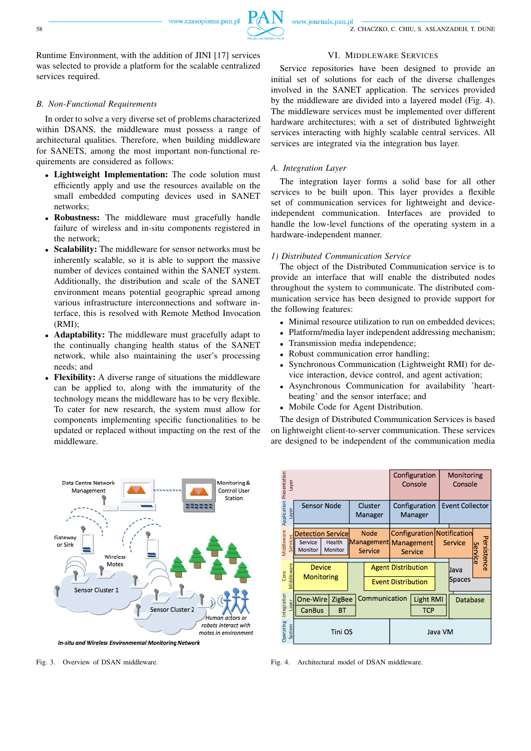Runtime Environment, with the addition of JINI [17] services was selected to provide a platform for the scalable centralized services required.

### B. Non-Functional Requirements

In order to solve a very diverse set of problems characterized within DSANS, the middleware must possess a range of architectural qualities. Therefore, when building middleware for SANETS, among the most important non-functional requirements are considered as follows:

- **Lightweight Implementation:** The code solution must efficiently apply and use the resources available on the small embedded computing devices used in SANET networks;
- **Robustness:** The middleware must gracefully handle failure of wireless and in-situ components registered in the network;
- **Scalability:** The middleware for sensor networks must be inherently scalable, so it is able to support the massive number of devices contained within the SANET system. Additionally, the distribution and scale of the SANET environment means potential geographic spread among various infrastructure interconnections and software interface, this is resolved with Remote Method Invocation (RMI);
- **Adaptability:** The middleware must gracefully adapt to the continually changing health status of the SANET network, while also maintaining the user's processing needs; and
- **Flexibility:** A diverse range of situations the middleware can be applied to, along with the immaturity of the technology means the middleware has to be very flexible. To cater for new research, the system must allow for components implementing specific functionalities to be updated or replaced without impacting on the rest of the middleware.

## VI. Middleware Services

Service repositories have been designed to provide an initial set of solutions for each of the diverse challenges involved in the SANET application. The services provided by the middleware are divided into a layered model (Fig. 4). The middleware services must be implemented over different hardware architectures; with a set of distributed lightweight services interacting with highly scalable central services. All services are integrated via the integration bus layer.

### A. Integration Layer

The integration layer forms a solid base for all other services to be built upon. This layer provides a flexible set of communication services for lightweight and device-independent communication. Interfaces are provided to handle the low-level functions of the operating system in a hardware-independent manner.

#### 1) Distributed Communication Service

The object of the Distributed Communication service is to provide an interface that will enable the distributed nodes throughout the system to communicate. The distributed communication service has been designed to provide support for the following features:

- Minimal resource utilization to run on embedded devices;
- Platform/media layer independent addressing mechanism;
- Transmission media independence;
- Robust communication error handling;
- Synchronous Communication (Lightweight RMI) for device interaction, device control, and agent activation;
- Asynchronous Communication for availability 'heart-beating' and the sensor interface; and
- Mobile Code for Agent Distribution.

The design of Distributed Communication Services is based on lightweight client-to-server communication. These services are designed to be independent of the communication media

Fig. 3. Overview of DSAN middleware.

Fig. 4. Architectural model of DSAN middleware.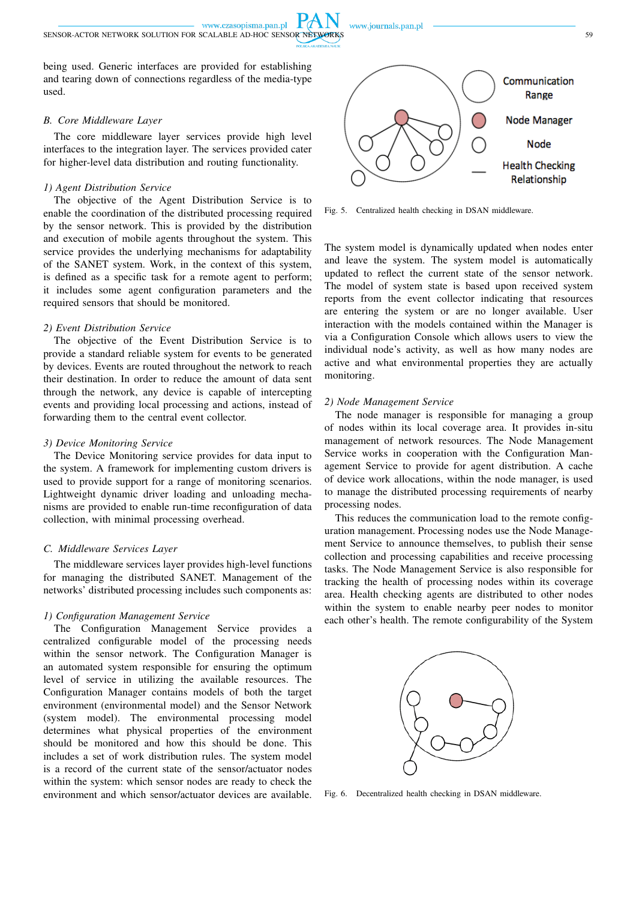being used. Generic interfaces are provided for establishing and tearing down of connections regardless of the media-type used.

### B. Core Middleware Layer

The core middleware layer services provide high level interfaces to the integration layer. The services provided cater for higher-level data distribution and routing functionality.

#### 1) Agent Distribution Service

The objective of the Agent Distribution Service is to enable the coordination of the distributed processing required by the sensor network. This is provided by the distribution and execution of mobile agents throughout the system. This service provides the underlying mechanisms for adaptability of the SANET system. Work, in the context of this system, is defined as a specific task for a remote agent to perform; it includes some agent configuration parameters and the required sensors that should be monitored.

#### 2) Event Distribution Service

The objective of the Event Distribution Service is to provide a standard reliable system for events to be generated by devices. Events are routed throughout the network to reach their destination. In order to reduce the amount of data sent through the network, any device is capable of intercepting events and providing local processing and actions, instead of forwarding them to the central event collector.

#### 3) Device Monitoring Service

The Device Monitoring service provides for data input to the system. A framework for implementing custom drivers is used to provide support for a range of monitoring scenarios. Lightweight dynamic driver loading and unloading mechanisms are provided to enable run-time reconfiguration of data collection, with minimal processing overhead.

### C. Middleware Services Layer

The middleware services layer provides high-level functions for managing the distributed SANET. Management of the networks' distributed processing includes such components as:

#### 1) Configuration Management Service

The Configuration Management Service provides a centralized configurable model of the processing needs within the sensor network. The Configuration Manager is an automated system responsible for ensuring the optimum level of service in utilizing the available resources. The Configuration Manager contains models of both the target environment (environmental model) and the Sensor Network (system model). The environmental processing model determines what physical properties of the environment should be monitored and how this should be done. This includes a set of work distribution rules. The system model is a record of the current state of the sensor/actuator nodes within the system: which sensor nodes are ready to check the environment and which sensor/actuator devices are available.

Communication Range

Node Manager

Node

Health Checking Relationship

Fig. 5. Centralized health checking in DSAN middleware.

The system model is dynamically updated when nodes enter and leave the system. The system model is automatically updated to reflect the current state of the sensor network. The model of system state is based upon received system reports from the event collector indicating that resources are entering the system or are no longer available. User interaction with the models contained within the Manager is via a Configuration Console which allows users to view the individual node's activity, as well as how many nodes are active and what environmental properties they are actually monitoring.

#### 2) Node Management Service

The node manager is responsible for managing a group of nodes within its local coverage area. It provides in-situ management of network resources. The Node Management Service works in cooperation with the Configuration Management Service to provide for agent distribution. A cache of device work allocations, within the node manager, is used to manage the distributed processing requirements of nearby processing nodes.

This reduces the communication load to the remote configuration management. Processing nodes use the Node Management Service to announce themselves, to publish their sense collection and processing capabilities and receive processing tasks. The Node Management Service is also responsible for tracking the health of processing nodes within its coverage area. Health checking agents are distributed to other nodes within the system to enable nearby peer nodes to monitor each other's health. The remote configurability of the System

Fig. 6. Decentralized health checking in DSAN middleware.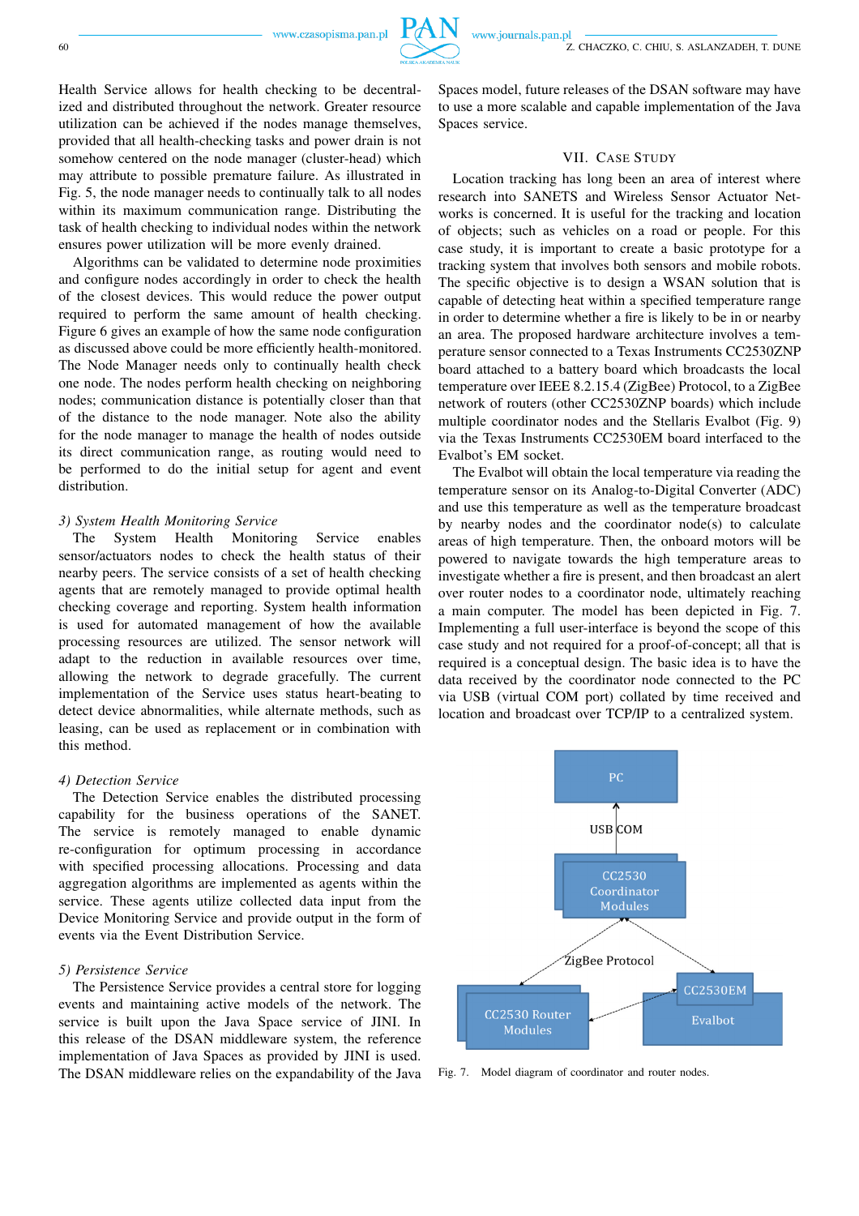Health Service allows for health checking to be decentralized and distributed throughout the network. Greater resource utilization can be achieved if the nodes manage themselves, provided that all health-checking tasks and power drain is not somehow centered on the node manager (cluster-head) which may attribute to possible premature failure. As illustrated in Fig. 5, the node manager needs to continually talk to all nodes within its maximum communication range. Distributing the task of health checking to individual nodes within the network ensures power utilization will be more evenly drained.

Algorithms can be validated to determine node proximities and configure nodes accordingly in order to check the health of the closest devices. This would reduce the power output required to perform the same amount of health checking. Figure 6 gives an example of how the same node configuration as discussed above could be more efficiently health-monitored. The Node Manager needs only to continually health check one node. The nodes perform health checking on neighboring nodes; communication distance is potentially closer than that of the distance to the node manager. Note also the ability for the node manager to manage the health of nodes outside its direct communication range, as routing would need to be performed to do the initial setup for agent and event distribution.

### 3) System Health Monitoring Service

The System Health Monitoring Service enables sensor/actuators nodes to check the health status of their nearby peers. The service consists of a set of health checking agents that are remotely managed to provide optimal health checking coverage and reporting. System health information is used for automated management of how the available processing resources are utilized. The sensor network will adapt to the reduction in available resources over time, allowing the network to degrade gracefully. The current implementation of the Service uses status heart-beating to detect device abnormalities, while alternate methods, such as leasing, can be used as replacement or in combination with this method.

### 4) Detection Service

The Detection Service enables the distributed processing capability for the business operations of the SANET. The service is remotely managed to enable dynamic re-configuration for optimum processing in accordance with specified processing allocations. Processing and data aggregation algorithms are implemented as agents within the service. These agents utilize collected data input from the Device Monitoring Service and provide output in the form of events via the Event Distribution Service.

### 5) Persistence Service

The Persistence Service provides a central store for logging events and maintaining active models of the network. The service is built upon the Java Space service of JINI. In this release of the DSAN middleware system, the reference implementation of Java Spaces as provided by JINI is used. The DSAN middleware relies on the expandability of the Java Spaces model, future releases of the DSAN software may have to use a more scalable and capable implementation of the Java Spaces service.

## VII. Case Study

Location tracking has long been an area of interest where research into SANETS and Wireless Sensor Actuator Networks is concerned. It is useful for the tracking and location of objects; such as vehicles on a road or people. For this case study, it is important to create a basic prototype for a tracking system that involves both sensors and mobile robots. The specific objective is to design a WSAN solution that is capable of detecting heat within a specified temperature range in order to determine whether a fire is likely to be in or nearby an area. The proposed hardware architecture involves a temperature sensor connected to a Texas Instruments CC2530ZNP board attached to a battery board which broadcasts the local temperature over IEEE 8.2.15.4 (ZigBee) Protocol, to a ZigBee network of routers (other CC2530ZNP boards) which include multiple coordinator nodes and the Stellaris Evalbot (Fig. 9) via the Texas Instruments CC2530EM board interfaced to the Evalbot's EM socket.

The Evalbot will obtain the local temperature via reading the temperature sensor on its Analog-to-Digital Converter (ADC) and use this temperature as well as the temperature broadcast by nearby nodes and the coordinator node(s) to calculate areas of high temperature. Then, the onboard motors will be powered to navigate towards the high temperature areas to investigate whether a fire is present, and then broadcast an alert over router nodes to a coordinator node, ultimately reaching a main computer. The model has been depicted in Fig. 7. Implementing a full user-interface is beyond the scope of this case study and not required for a proof-of-concept; all that is required is a conceptual design. The basic idea is to have the data received by the coordinator node connected to the PC via USB (virtual COM port) collated by time received and location and broadcast over TCP/IP to a centralized system.

Fig. 7. Model diagram of coordinator and router nodes.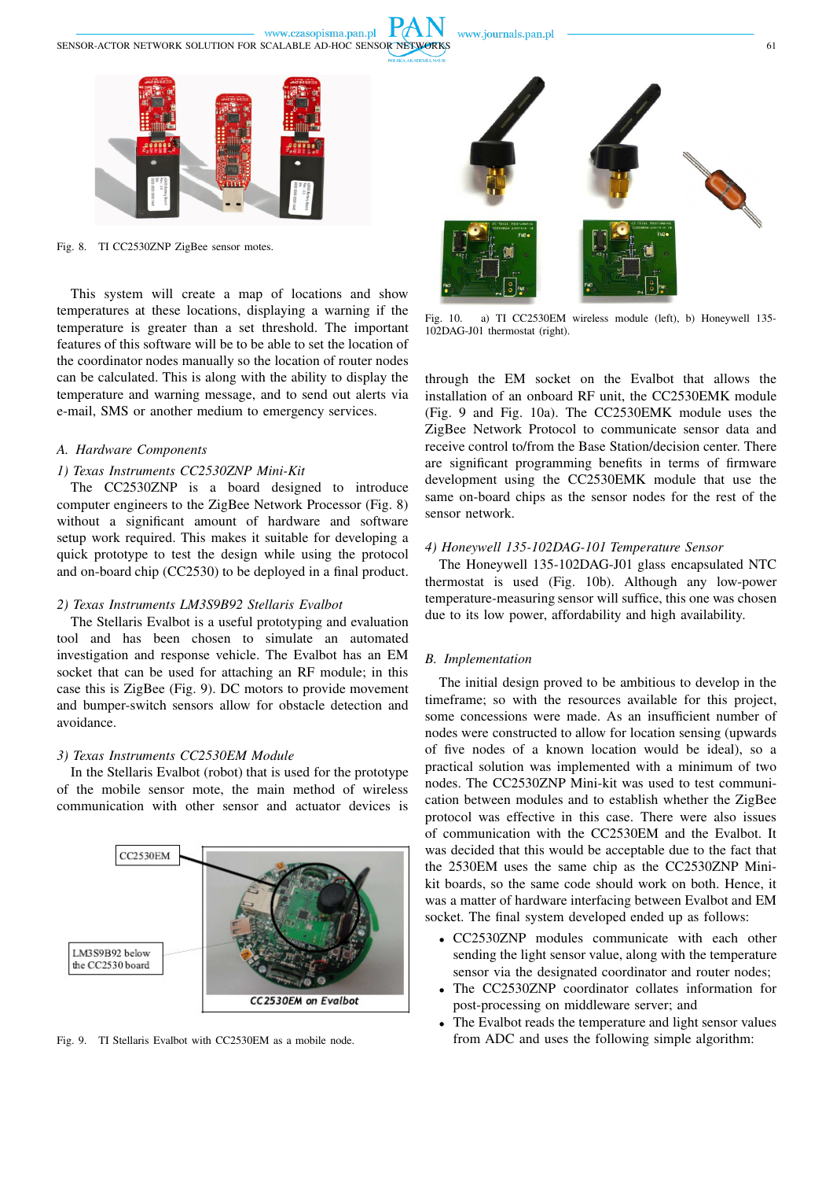Fig. 8. TI CC2530ZNP ZigBee sensor motes.

This system will create a map of locations and show temperatures at these locations, displaying a warning if the temperature is greater than a set threshold. The important features of this software will be to be able to set the location of the coordinator nodes manually so the location of router nodes can be calculated. This is along with the ability to display the temperature and warning message, and to send out alerts via e-mail, SMS or another medium to emergency services.

### A. Hardware Components

#### 1) Texas Instruments CC2530ZNP Mini-Kit

The CC2530ZNP is a board designed to introduce computer engineers to the ZigBee Network Processor (Fig. 8) without a significant amount of hardware and software setup work required. This makes it suitable for developing a quick prototype to test the design while using the protocol and on-board chip (CC2530) to be deployed in a final product.

#### 2) Texas Instruments LM3S9B92 Stellaris Evalbot

The Stellaris Evalbot is a useful prototyping and evaluation tool and has been chosen to simulate an automated investigation and response vehicle. The Evalbot has an EM socket that can be used for attaching an RF module; in this case this is ZigBee (Fig. 9). DC motors to provide movement and bumper-switch sensors allow for obstacle detection and avoidance.

#### 3) Texas Instruments CC2530EM Module

In the Stellaris Evalbot (robot) that is used for the prototype of the mobile sensor mote, the main method of wireless communication with other sensor and actuator devices is through the EM socket on the Evalbot that allows the installation of an onboard RF unit, the CC2530EMK module (Fig. 9 and Fig. 10a). The CC2530EMK module uses the ZigBee Network Protocol to communicate sensor data and receive control to/from the Base Station/decision center. There are significant programming benefits in terms of firmware development using the CC2530EMK module that use the same on-board chips as the sensor nodes for the rest of the sensor network.

CC2530EM

LM3S9B92 below the CC2530 board

CC2530EM on Evalbot

Fig. 9. TI Stellaris Evalbot with CC2530EM as a mobile node.

Fig. 10. a) TI CC2530EM wireless module (left), b) Honeywell 135-102DAG-J01 thermostat (right).

#### 4) Honeywell 135-102DAG-101 Temperature Sensor

The Honeywell 135-102DAG-J01 glass encapsulated NTC thermostat is used (Fig. 10b). Although any low-power temperature-measuring sensor will suffice, this one was chosen due to its low power, affordability and high availability.

### B. Implementation

The initial design proved to be ambitious to develop in the timeframe; so with the resources available for this project, some concessions were made. As an insufficient number of nodes were constructed to allow for location sensing (upwards of five nodes of a known location would be ideal), so a practical solution was implemented with a minimum of two nodes. The CC2530ZNP Mini-kit was used to test communication between modules and to establish whether the ZigBee protocol was effective in this case. There were also issues of communication with the CC2530EM and the Evalbot. It was decided that this would be acceptable due to the fact that the 2530EM uses the same chip as the CC2530ZNP Mini-kit boards, so the same code should work on both. Hence, it was a matter of hardware interfacing between Evalbot and EM socket. The final system developed ended up as follows:

- CC2530ZNP modules communicate with each other sending the light sensor value, along with the temperature sensor via the designated coordinator and router nodes;
- The CC2530ZNP coordinator collates information for post-processing on middleware server; and
- The Evalbot reads the temperature and light sensor values from ADC and uses the following simple algorithm: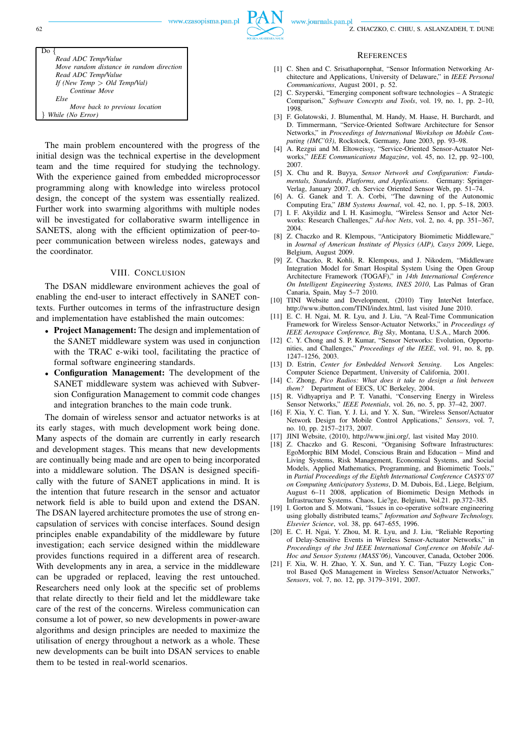```
Do {
    Read ADC Temp/Value
    Move random distance in random direction
    Read ADC Temp/Value
    If (New Temp > Old Temp/Val)
        Continue Move
    Else
        Move back to previous location
} While (No Error)
```

The main problem encountered with the progress of the initial design was the technical expertise in the development team and the time required for studying the technology. With the experience gained from embedded microprocessor programming along with knowledge into wireless protocol design, the concept of the system was essentially realized. Further work into swarming algorithms with multiple nodes will be investigated for collaborative swarm intelligence in SANETS, along with the efficient optimization of peer-to-peer communication between wireless nodes, gateways and the coordinator.

## VIII. Conclusion

The DSAN middleware environment achieves the goal of enabling the end-user to interact effectively in SANET contexts. Further outcomes in terms of the infrastructure design and implementation have established the main outcomes:

- **Project Management:** The design and implementation of the SANET middleware system was used in conjunction with the TRAC e-wiki tool, facilitating the practice of formal software engineering standards.
- **Configuration Management:** The development of the SANET middleware system was achieved with Subversion Configuration Management to commit code changes and integration branches to the main code trunk.

The domain of wireless sensor and actuator networks is at its early stages, with much development work being done. Many aspects of the domain are currently in early research and development stages. This means that new developments are continually being made and are open to being incorporated into a middleware solution. The DSAN is designed specifically with the future of SANET applications in mind. It is the intention that future research in the sensor and actuator network field is able to build upon and extend the DSAN. The DSAN layered architecture promotes the use of strong encapsulation of services with concise interfaces. Sound design principles enable expandability of the middleware by future investigation; each service designed within the middleware provides functions required in a different area of research. With developments any in area, a service in the middleware can be upgraded or replaced, leaving the rest untouched. Researchers need only look at the specific set of problems that relate directly to their field and let the middleware take care of the rest of the concerns. Wireless communication can consume a lot of power, so new developments in power-aware algorithms and design principles are needed to maximize the utilisation of energy throughout a network as a whole. These new developments can be built into DSAN services to enable them to be tested in real-world scenarios.

## References

[1] C. Shen and C. Srisathapornphat, "Sensor Information Networking Architecture and Applications, University of Delaware," in *IEEE Personal Communications*, August 2001, p. 52.

[2] C. Szyperski, "Emerging component software technologies – A Strategic Comparison," *Software Concepts and Tools*, vol. 19, no. 1, pp. 2–10, 1998.

[3] F. Golatowski, J. Blumenthal, M. Handy, M. Haase, H. Burchardt, and D. Timmermann, "Service-Oriented Software Architecture for Sensor Networks," in *Proceedings of International Workshop on Mobile Computing (IMC'03)*, Rockstock, Germany, June 2003, pp. 93–98.

[4] A. Rezgui and M. Eltoweissy, "Service-Oriented Sensor-Actuator Networks," *IEEE Communications Magazine*, vol. 45, no. 12, pp. 92–100, 2007.

[5] X. Chu and R. Buyya, *Sensor Network and Configuration: Fundamentals, Standards, Platforms, and Applications*. Germany: Springer-Verlag, January 2007, ch. Service Oriented Sensor Web, pp. 51–74.

[6] A. G. Ganek and T. A. Corbi, "The dawning of the Autonomic Computing Era," *IBM Systems Journal*, vol. 42, no. 1, pp. 5–18, 2003.

[7] I. F. Akyildiz and I. H. Kasimoglu, "Wireless Sensor and Actor Networks: Research Challenges," *Ad-hoc Nets*, vol. 2, no. 4, pp. 351–367, 2004.

[8] Z. Chaczko and R. Klempous, "Anticipatory Biomimetic Middleware," in *Journal of American Institute of Physics (AIP), Casys 2009*, Liege, Belgium, August 2009.

[9] Z. Chaczko, R. Kohli, R. Klempous, and J. Nikodem, "Middleware Integration Model for Smart Hospital System Using the Open Group Architecture Framework (TOGAF)," in *14th International Conference On Intelligent Engineering Systems, INES 2010*, Las Palmas of Gran Canaria, Spain, May 5–7 2010.

[10] TINI Website and Development, (2010) Tiny InterNet Interface, http://www.ibutton.com/TINI/index.html, last visited June 2010.

[11] E. C. H. Ngai, M. R. Lyu, and J. Liu, "A Real-Time Communication Framework for Wireless Sensor-Actuator Networks," in *Proceedings of IEEE Aerospace Conference, Big Sky*, Montana, U.S.A., March 2006.

[12] C. Y. Chong and S. P. Kumar, "Sensor Networks: Evolution, Opportunities, and Challenges," *Proceedings of the IEEE*, vol. 91, no. 8, pp. 1247–1256, 2003.

[13] D. Estrin, *Center for Embedded Network Sensing*. Los Angeles: Computer Science Department, University of California, 2001.

[14] C. Zhong, *Pico Radios: What does it take to design a link between them?* Department of EECS, UC Berkeley, 2004.

[15] R. Vidhyapriya and P. T. Vanathi, "Conserving Energy in Wireless Sensor Networks," *IEEE Potentials*, vol. 26, no. 5, pp. 37–42, 2007.

[16] F. Xia, Y. C. Tian, Y. J. Li, and Y. X. Sun, "Wireless Sensor/Actuator Network Design for Mobile Control Applications," *Sensors*, vol. 7, no. 10, pp. 2157–2173, 2007.

[17] JINI Website, (2010), http://www.jini.org/, last visited May 2010.

[18] Z. Chaczko and G. Resconi, "Organising Software Infrastructures: EgoMorphic BIM Model, Conscious Brain and Education – Mind and Living Systems, Risk Management, Economical Systems, and Social Models, Applied Mathematics, Programming, and Biomimetic Tools," in *Partial Proceedings of the Eighth International Conference CASYS'07 on Computing Anticipatory Systems*, D. M. Dubois, Ed., Liege, Belgium, August 6–11 2008, application of Biomimetic Design Methods in Infrastructure Systems. Chaos, Lie?ge, Belgium, Vol.21. pp.372–385.

[19] I. Gorton and S. Motwani, "Issues in co-operative software engineering using globally distributed teams," *Information and Software Technology, Elsevier Science*, vol. 38, pp. 647–655, 1996.

[20] E. C. H. Ngai, Y. Zhou, M. R. Lyu, and J. Liu, "Reliable Reporting of Delay-Sensitive Events in Wireless Sensor-Actuator Networks," in *Proceedings of the 3rd IEEE International Conf.erence on Mobile Ad-Hoc and Sensor Systems (MASS'06)*, Vancouver, Canada, October 2006.

[21] F. Xia, W. H. Zhao, Y. X. Sun, and Y. C. Tian, "Fuzzy Logic Control Based QoS Management in Wireless Sensor/Actuator Networks," *Sensors*, vol. 7, no. 12, pp. 3179–3191, 2007.